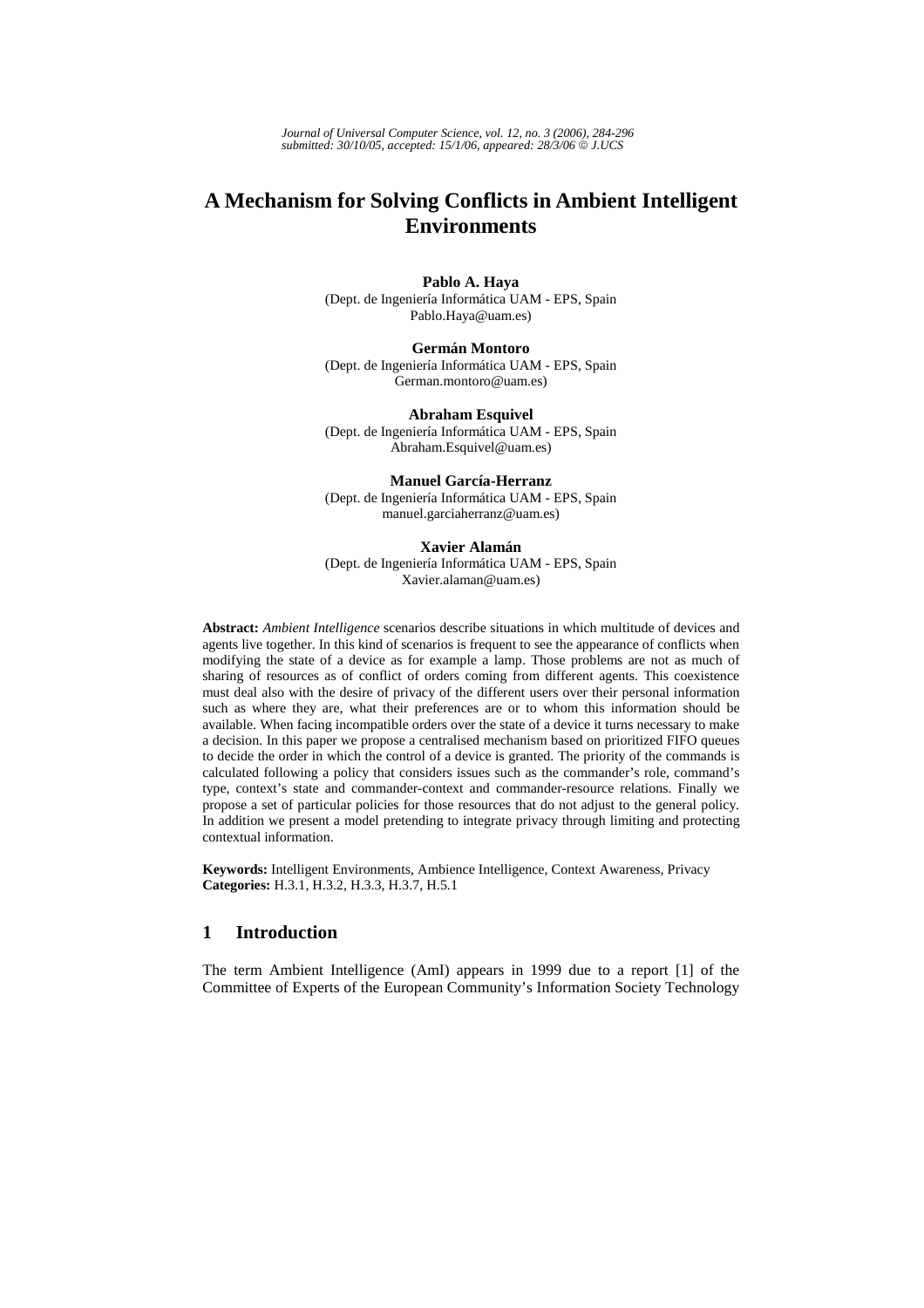# A Mechanism for Solving Conflicts in Ambient Intelligent Environments

**Pablo A. Haya**
(Dept. de Ingeniería Informática UAM - EPS, Spain
Pablo.Haya@uam.es)

**Germán Montoro**
(Dept. de Ingeniería Informática UAM - EPS, Spain
German.montoro@uam.es)

**Abraham Esquivel**
(Dept. de Ingeniería Informática UAM - EPS, Spain
Abraham.Esquivel@uam.es)

**Manuel García-Herranz**
(Dept. de Ingeniería Informática UAM - EPS, Spain
manuel.garciaherranz@uam.es)

**Xavier Alamán**
(Dept. de Ingeniería Informática UAM - EPS, Spain
Xavier.alaman@uam.es)

**Abstract:** *Ambient Intelligence* scenarios describe situations in which multitude of devices and agents live together. In this kind of scenarios is frequent to see the appearance of conflicts when modifying the state of a device as for example a lamp. Those problems are not as much of sharing of resources as of conflict of orders coming from different agents. This coexistence must deal also with the desire of privacy of the different users over their personal information such as where they are, what their preferences are or to whom this information should be available. When facing incompatible orders over the state of a device it turns necessary to make a decision. In this paper we propose a centralised mechanism based on prioritized FIFO queues to decide the order in which the control of a device is granted. The priority of the commands is calculated following a policy that considers issues such as the commander's role, command's type, context's state and commander-context and commander-resource relations. Finally we propose a set of particular policies for those resources that do not adjust to the general policy. In addition we present a model pretending to integrate privacy through limiting and protecting contextual information.

**Keywords:** Intelligent Environments, Ambience Intelligence, Context Awareness, Privacy
**Categories:** H.3.1, H.3.2, H.3.3, H.3.7, H.5.1

## 1 Introduction

The term Ambient Intelligence (AmI) appears in 1999 due to a report [1] of the Committee of Experts of the European Community's Information Society Technology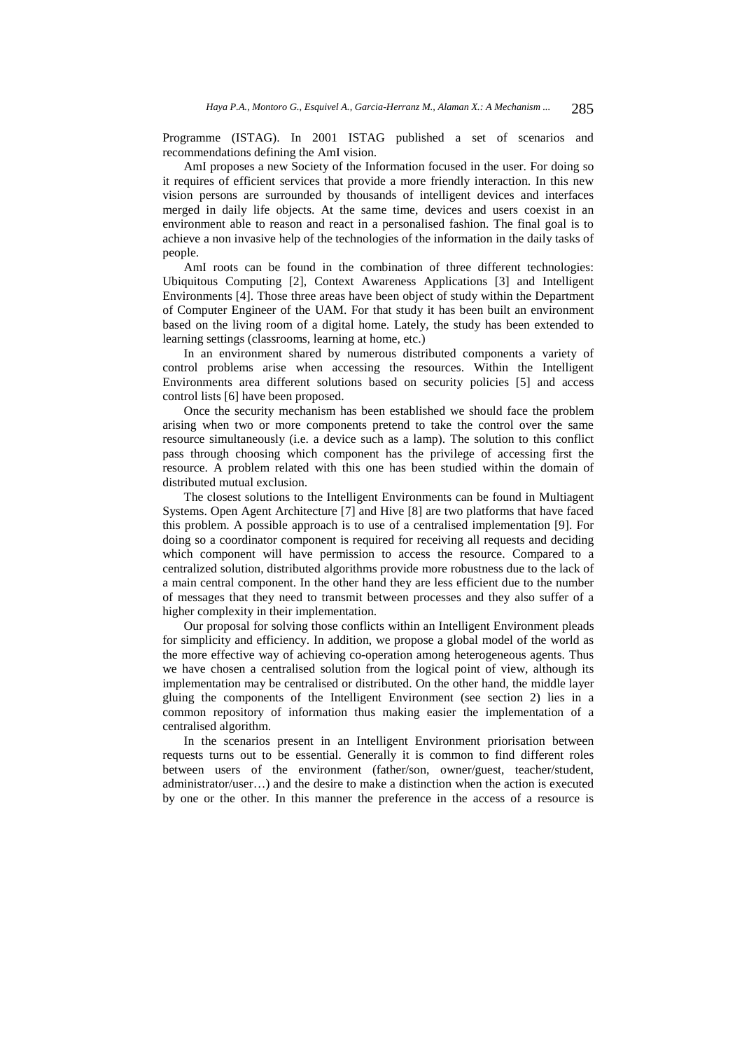Programme (ISTAG). In 2001 ISTAG published a set of scenarios and recommendations defining the AmI vision.

AmI proposes a new Society of the Information focused in the user. For doing so it requires of efficient services that provide a more friendly interaction. In this new vision persons are surrounded by thousands of intelligent devices and interfaces merged in daily life objects. At the same time, devices and users coexist in an environment able to reason and react in a personalised fashion. The final goal is to achieve a non invasive help of the technologies of the information in the daily tasks of people.

AmI roots can be found in the combination of three different technologies: Ubiquitous Computing [2], Context Awareness Applications [3] and Intelligent Environments [4]. Those three areas have been object of study within the Department of Computer Engineer of the UAM. For that study it has been built an environment based on the living room of a digital home. Lately, the study has been extended to learning settings (classrooms, learning at home, etc.)

In an environment shared by numerous distributed components a variety of control problems arise when accessing the resources. Within the Intelligent Environments area different solutions based on security policies [5] and access control lists [6] have been proposed.

Once the security mechanism has been established we should face the problem arising when two or more components pretend to take the control over the same resource simultaneously (i.e. a device such as a lamp). The solution to this conflict pass through choosing which component has the privilege of accessing first the resource. A problem related with this one has been studied within the domain of distributed mutual exclusion.

The closest solutions to the Intelligent Environments can be found in Multiagent Systems. Open Agent Architecture [7] and Hive [8] are two platforms that have faced this problem. A possible approach is to use of a centralised implementation [9]. For doing so a coordinator component is required for receiving all requests and deciding which component will have permission to access the resource. Compared to a centralized solution, distributed algorithms provide more robustness due to the lack of a main central component. In the other hand they are less efficient due to the number of messages that they need to transmit between processes and they also suffer of a higher complexity in their implementation.

Our proposal for solving those conflicts within an Intelligent Environment pleads for simplicity and efficiency. In addition, we propose a global model of the world as the more effective way of achieving co-operation among heterogeneous agents. Thus we have chosen a centralised solution from the logical point of view, although its implementation may be centralised or distributed. On the other hand, the middle layer gluing the components of the Intelligent Environment (see section 2) lies in a common repository of information thus making easier the implementation of a centralised algorithm.

In the scenarios present in an Intelligent Environment priorisation between requests turns out to be essential. Generally it is common to find different roles between users of the environment (father/son, owner/guest, teacher/student, administrator/user…) and the desire to make a distinction when the action is executed by one or the other. In this manner the preference in the access of a resource is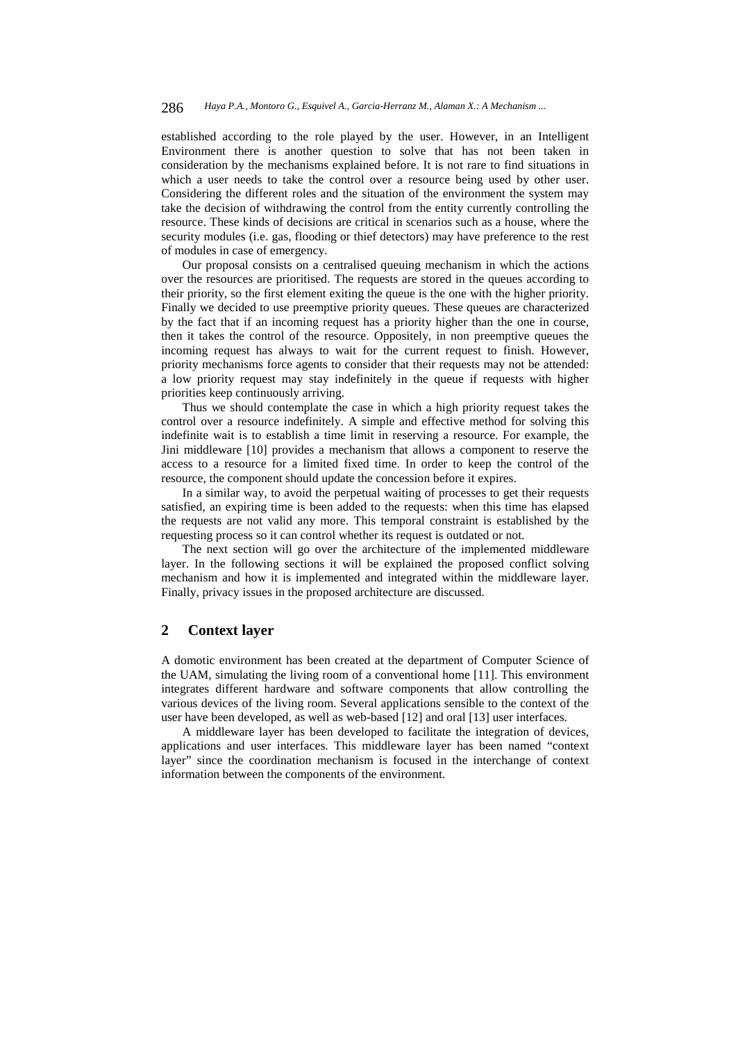established according to the role played by the user. However, in an Intelligent Environment there is another question to solve that has not been taken in consideration by the mechanisms explained before. It is not rare to find situations in which a user needs to take the control over a resource being used by other user. Considering the different roles and the situation of the environment the system may take the decision of withdrawing the control from the entity currently controlling the resource. These kinds of decisions are critical in scenarios such as a house, where the security modules (i.e. gas, flooding or thief detectors) may have preference to the rest of modules in case of emergency.

Our proposal consists on a centralised queuing mechanism in which the actions over the resources are prioritised. The requests are stored in the queues according to their priority, so the first element exiting the queue is the one with the higher priority. Finally we decided to use preemptive priority queues. These queues are characterized by the fact that if an incoming request has a priority higher than the one in course, then it takes the control of the resource. Oppositely, in non preemptive queues the incoming request has always to wait for the current request to finish. However, priority mechanisms force agents to consider that their requests may not be attended: a low priority request may stay indefinitely in the queue if requests with higher priorities keep continuously arriving.

Thus we should contemplate the case in which a high priority request takes the control over a resource indefinitely. A simple and effective method for solving this indefinite wait is to establish a time limit in reserving a resource. For example, the Jini middleware [10] provides a mechanism that allows a component to reserve the access to a resource for a limited fixed time. In order to keep the control of the resource, the component should update the concession before it expires.

In a similar way, to avoid the perpetual waiting of processes to get their requests satisfied, an expiring time is been added to the requests: when this time has elapsed the requests are not valid any more. This temporal constraint is established by the requesting process so it can control whether its request is outdated or not.

The next section will go over the architecture of the implemented middleware layer. In the following sections it will be explained the proposed conflict solving mechanism and how it is implemented and integrated within the middleware layer. Finally, privacy issues in the proposed architecture are discussed.

## 2 Context layer

A domotic environment has been created at the department of Computer Science of the UAM, simulating the living room of a conventional home [11]. This environment integrates different hardware and software components that allow controlling the various devices of the living room. Several applications sensible to the context of the user have been developed, as well as web-based [12] and oral [13] user interfaces.

A middleware layer has been developed to facilitate the integration of devices, applications and user interfaces. This middleware layer has been named “context layer” since the coordination mechanism is focused in the interchange of context information between the components of the environment.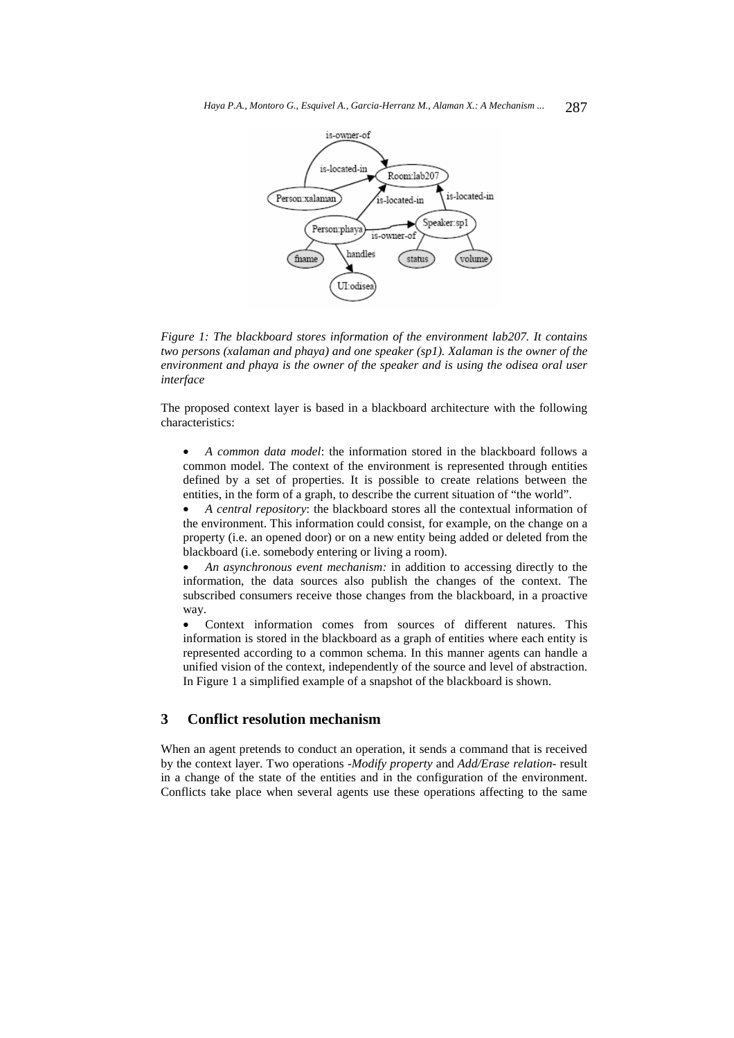*Figure 1: The blackboard stores information of the environment lab207. It contains two persons (xalaman and phaya) and one speaker (sp1). Xalaman is the owner of the environment and phaya is the owner of the speaker and is using the odisea oral user interface*

The proposed context layer is based in a blackboard architecture with the following characteristics:

- *A common data model*: the information stored in the blackboard follows a common model. The context of the environment is represented through entities defined by a set of properties. It is possible to create relations between the entities, in the form of a graph, to describe the current situation of "the world".
- *A central repository*: the blackboard stores all the contextual information of the environment. This information could consist, for example, on the change on a property (i.e. an opened door) or on a new entity being added or deleted from the blackboard (i.e. somebody entering or living a room).
- *An asynchronous event mechanism:* in addition to accessing directly to the information, the data sources also publish the changes of the context. The subscribed consumers receive those changes from the blackboard, in a proactive way.
- Context information comes from sources of different natures. This information is stored in the blackboard as a graph of entities where each entity is represented according to a common schema. In this manner agents can handle a unified vision of the context, independently of the source and level of abstraction. In Figure 1 a simplified example of a snapshot of the blackboard is shown.

## 3 Conflict resolution mechanism

When an agent pretends to conduct an operation, it sends a command that is received by the context layer. Two operations -*Modify property* and *Add/Erase relation*- result in a change of the state of the entities and in the configuration of the environment. Conflicts take place when several agents use these operations affecting to the same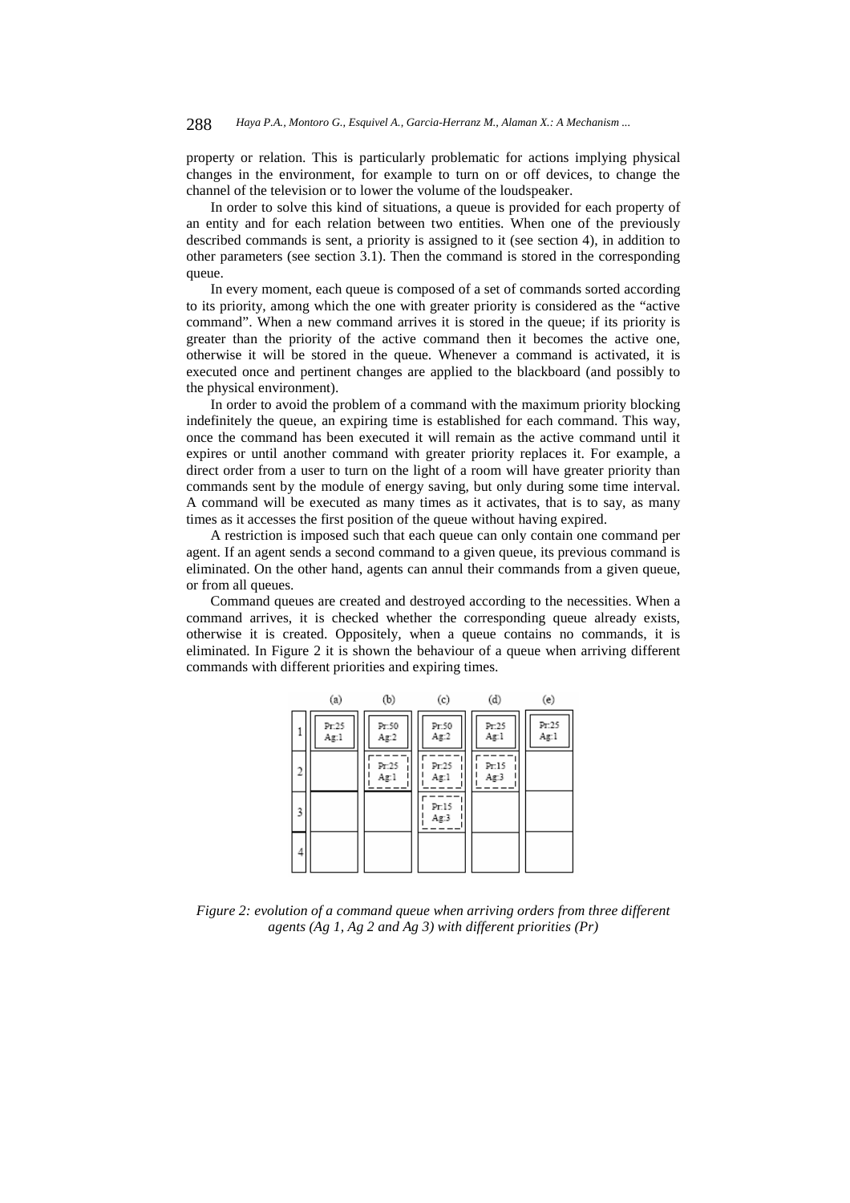property or relation. This is particularly problematic for actions implying physical changes in the environment, for example to turn on or off devices, to change the channel of the television or to lower the volume of the loudspeaker.

In order to solve this kind of situations, a queue is provided for each property of an entity and for each relation between two entities. When one of the previously described commands is sent, a priority is assigned to it (see section 4), in addition to other parameters (see section 3.1). Then the command is stored in the corresponding queue.

In every moment, each queue is composed of a set of commands sorted according to its priority, among which the one with greater priority is considered as the "active command". When a new command arrives it is stored in the queue; if its priority is greater than the priority of the active command then it becomes the active one, otherwise it will be stored in the queue. Whenever a command is activated, it is executed once and pertinent changes are applied to the blackboard (and possibly to the physical environment).

In order to avoid the problem of a command with the maximum priority blocking indefinitely the queue, an expiring time is established for each command. This way, once the command has been executed it will remain as the active command until it expires or until another command with greater priority replaces it. For example, a direct order from a user to turn on the light of a room will have greater priority than commands sent by the module of energy saving, but only during some time interval. A command will be executed as many times as it activates, that is to say, as many times as it accesses the first position of the queue without having expired.

A restriction is imposed such that each queue can only contain one command per agent. If an agent sends a second command to a given queue, its previous command is eliminated. On the other hand, agents can annul their commands from a given queue, or from all queues.

Command queues are created and destroyed according to the necessities. When a command arrives, it is checked whether the corresponding queue already exists, otherwise it is created. Oppositely, when a queue contains no commands, it is eliminated. In Figure 2 it is shown the behaviour of a queue when arriving different commands with different priorities and expiring times.

| | (a) | (b) | (c) | (d) | (e) |
|---|---|---|---|---|---|
| 1 | Pr:25 Ag:1 | Pr:50 Ag:2 | Pr:50 Ag:2 | Pr:25 Ag:1 | Pr:25 Ag:1 |
| 2 | | Pr:25 Ag:1 | Pr:25 Ag:1 | Pr:15 Ag:3 | |
| 3 | | | Pr:15 Ag:3 | | |
| 4 | | | | | |

*Figure 2: evolution of a command queue when arriving orders from three different agents (Ag 1, Ag 2 and Ag 3) with different priorities (Pr)*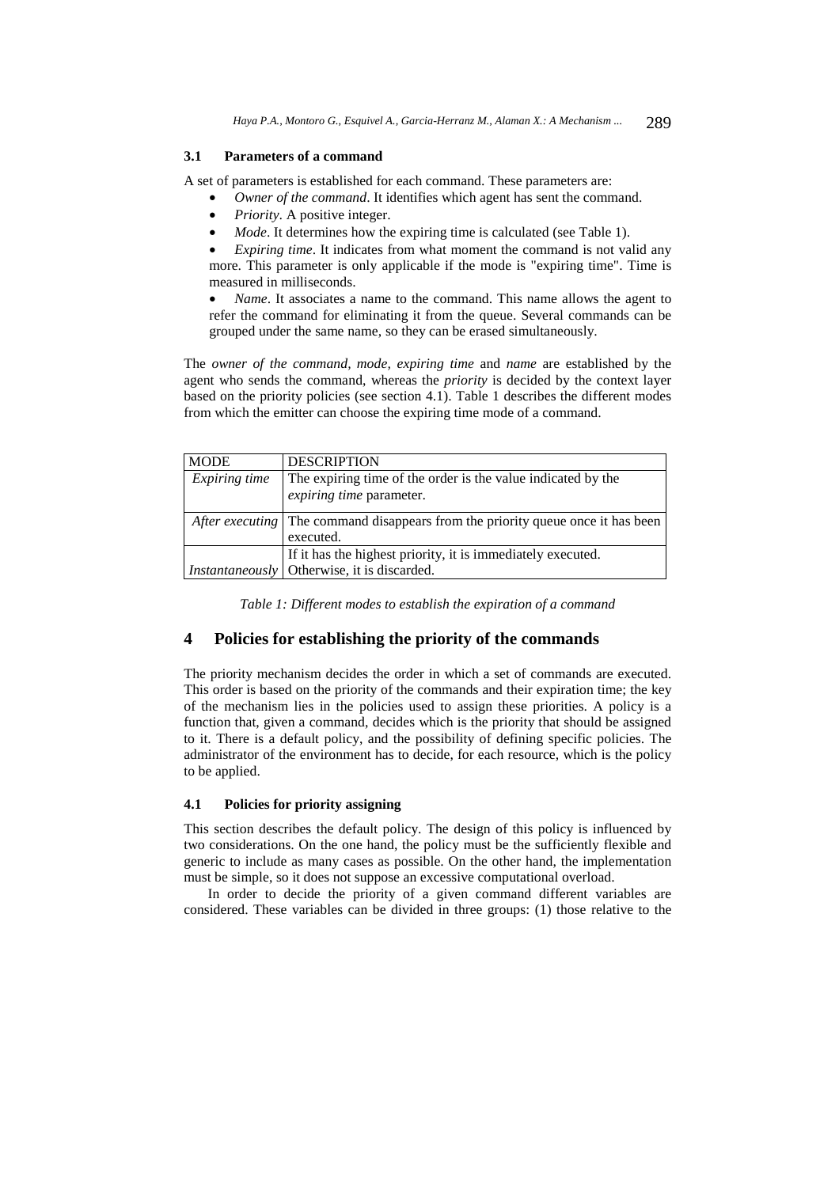### 3.1 Parameters of a command

A set of parameters is established for each command. These parameters are:

- *Owner of the command*. It identifies which agent has sent the command.
- *Priority*. A positive integer.
- *Mode*. It determines how the expiring time is calculated (see Table 1).
- *Expiring time*. It indicates from what moment the command is not valid any more. This parameter is only applicable if the mode is "expiring time". Time is measured in milliseconds.
- *Name*. It associates a name to the command. This name allows the agent to refer the command for eliminating it from the queue. Several commands can be grouped under the same name, so they can be erased simultaneously.

The *owner of the command, mode, expiring time* and *name* are established by the agent who sends the command, whereas the *priority* is decided by the context layer based on the priority policies (see section 4.1). Table 1 describes the different modes from which the emitter can choose the expiring time mode of a command.

| MODE | DESCRIPTION |
|---|---|
| *Expiring time* | The expiring time of the order is the value indicated by the *expiring time* parameter. |
| *After executing* | The command disappears from the priority queue once it has been executed. |
| *Instantaneously* | If it has the highest priority, it is immediately executed. Otherwise, it is discarded. |

*Table 1: Different modes to establish the expiration of a command*

## 4 Policies for establishing the priority of the commands

The priority mechanism decides the order in which a set of commands are executed. This order is based on the priority of the commands and their expiration time; the key of the mechanism lies in the policies used to assign these priorities. A policy is a function that, given a command, decides which is the priority that should be assigned to it. There is a default policy, and the possibility of defining specific policies. The administrator of the environment has to decide, for each resource, which is the policy to be applied.

### 4.1 Policies for priority assigning

This section describes the default policy. The design of this policy is influenced by two considerations. On the one hand, the policy must be the sufficiently flexible and generic to include as many cases as possible. On the other hand, the implementation must be simple, so it does not suppose an excessive computational overload.

In order to decide the priority of a given command different variables are considered. These variables can be divided in three groups: (1) those relative to the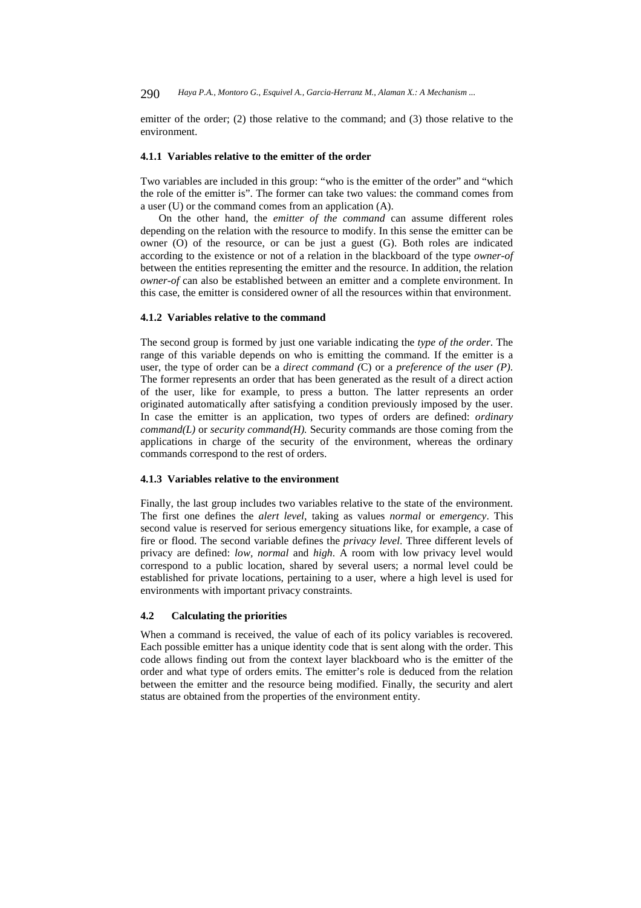emitter of the order; (2) those relative to the command; and (3) those relative to the environment.

#### 4.1.1 Variables relative to the emitter of the order

Two variables are included in this group: "who is the emitter of the order" and "which the role of the emitter is". The former can take two values: the command comes from a user (U) or the command comes from an application (A).

On the other hand, the *emitter of the command* can assume different roles depending on the relation with the resource to modify. In this sense the emitter can be owner (O) of the resource, or can be just a guest (G). Both roles are indicated according to the existence or not of a relation in the blackboard of the type *owner-of* between the entities representing the emitter and the resource. In addition, the relation *owner-of* can also be established between an emitter and a complete environment. In this case, the emitter is considered owner of all the resources within that environment.

#### 4.1.2 Variables relative to the command

The second group is formed by just one variable indicating the *type of the order*. The range of this variable depends on who is emitting the command. If the emitter is a user, the type of order can be a *direct command (*C) or a *preference of the user (P)*. The former represents an order that has been generated as the result of a direct action of the user, like for example, to press a button. The latter represents an order originated automatically after satisfying a condition previously imposed by the user. In case the emitter is an application, two types of orders are defined: *ordinary command(L)* or *security command(H).* Security commands are those coming from the applications in charge of the security of the environment, whereas the ordinary commands correspond to the rest of orders.

#### 4.1.3 Variables relative to the environment

Finally, the last group includes two variables relative to the state of the environment. The first one defines the *alert level*, taking as values *normal* or *emergency*. This second value is reserved for serious emergency situations like, for example, a case of fire or flood. The second variable defines the *privacy level*. Three different levels of privacy are defined: *low*, *normal* and *high*. A room with low privacy level would correspond to a public location, shared by several users; a normal level could be established for private locations, pertaining to a user, where a high level is used for environments with important privacy constraints.

### 4.2 Calculating the priorities

When a command is received, the value of each of its policy variables is recovered. Each possible emitter has a unique identity code that is sent along with the order. This code allows finding out from the context layer blackboard who is the emitter of the order and what type of orders emits. The emitter's role is deduced from the relation between the emitter and the resource being modified. Finally, the security and alert status are obtained from the properties of the environment entity.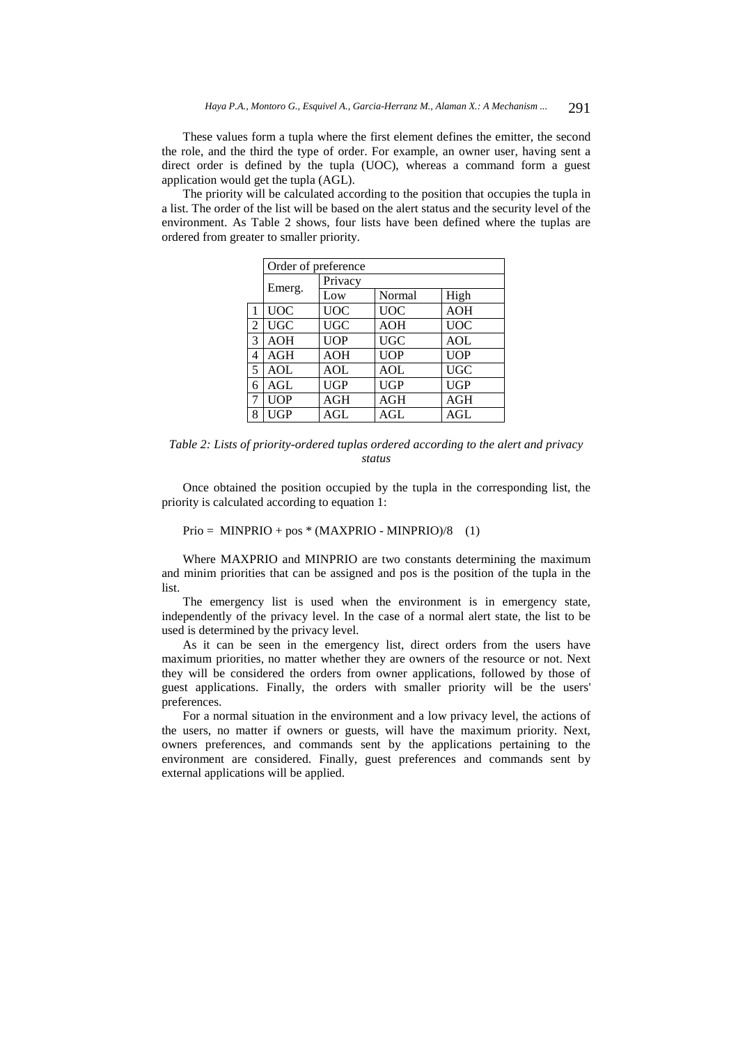These values form a tupla where the first element defines the emitter, the second the role, and the third the type of order. For example, an owner user, having sent a direct order is defined by the tupla (UOC), whereas a command form a guest application would get the tupla (AGL).

The priority will be calculated according to the position that occupies the tupla in a list. The order of the list will be based on the alert status and the security level of the environment. As Table 2 shows, four lists have been defined where the tuplas are ordered from greater to smaller priority.

| | Order of preference | | | |
|---|---|---|---|---|
| | Emerg. | Privacy | | |
| | | Low | Normal | High |
| 1 | UOC | UOC | UOC | AOH |
| 2 | UGC | UGC | AOH | UOC |
| 3 | AOH | UOP | UGC | AOL |
| 4 | AGH | AOH | UOP | UOP |
| 5 | AOL | AOL | AOL | UGC |
| 6 | AGL | UGP | UGP | UGP |
| 7 | UOP | AGH | AGH | AGH |
| 8 | UGP | AGL | AGL | AGL |

*Table 2: Lists of priority-ordered tuplas ordered according to the alert and privacy status*

Once obtained the position occupied by the tupla in the corresponding list, the priority is calculated according to equation 1:

$$\text{Prio} = \text{MINPRIO} + \text{pos} * (\text{MAXPRIO} - \text{MINPRIO})/8 \quad (1)$$

Where MAXPRIO and MINPRIO are two constants determining the maximum and minim priorities that can be assigned and pos is the position of the tupla in the list.

The emergency list is used when the environment is in emergency state, independently of the privacy level. In the case of a normal alert state, the list to be used is determined by the privacy level.

As it can be seen in the emergency list, direct orders from the users have maximum priorities, no matter whether they are owners of the resource or not. Next they will be considered the orders from owner applications, followed by those of guest applications. Finally, the orders with smaller priority will be the users' preferences.

For a normal situation in the environment and a low privacy level, the actions of the users, no matter if owners or guests, will have the maximum priority. Next, owners preferences, and commands sent by the applications pertaining to the environment are considered. Finally, guest preferences and commands sent by external applications will be applied.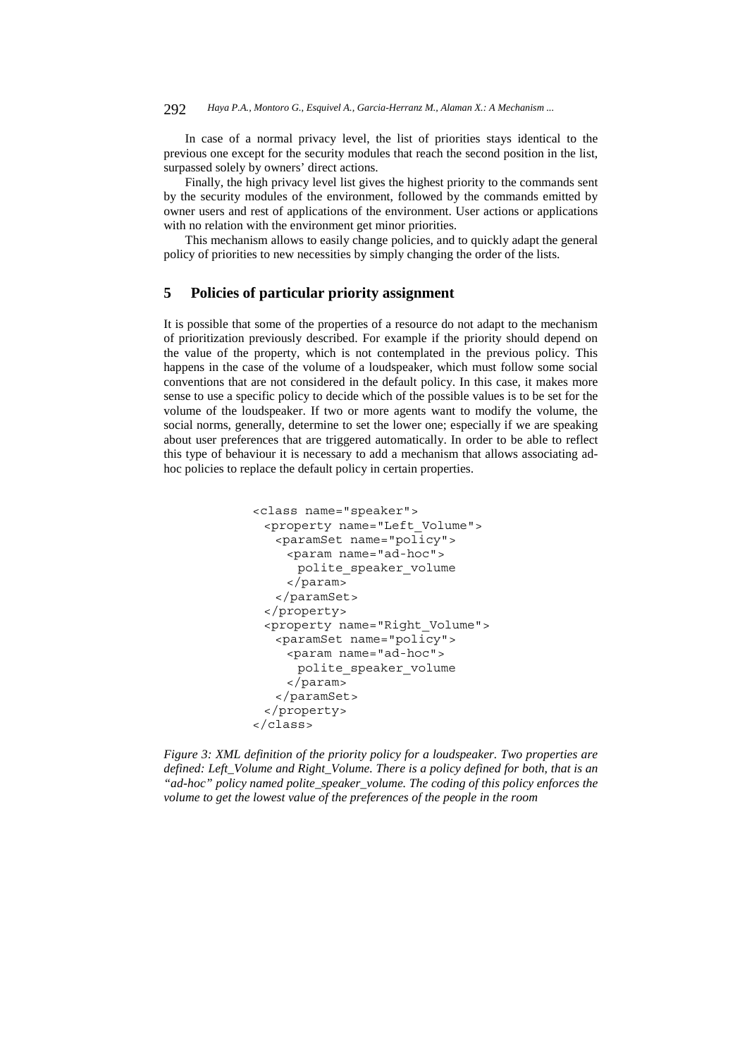In case of a normal privacy level, the list of priorities stays identical to the previous one except for the security modules that reach the second position in the list, surpassed solely by owners' direct actions.

Finally, the high privacy level list gives the highest priority to the commands sent by the security modules of the environment, followed by the commands emitted by owner users and rest of applications of the environment. User actions or applications with no relation with the environment get minor priorities.

This mechanism allows to easily change policies, and to quickly adapt the general policy of priorities to new necessities by simply changing the order of the lists.

## 5 Policies of particular priority assignment

It is possible that some of the properties of a resource do not adapt to the mechanism of prioritization previously described. For example if the priority should depend on the value of the property, which is not contemplated in the previous policy. This happens in the case of the volume of a loudspeaker, which must follow some social conventions that are not considered in the default policy. In this case, it makes more sense to use a specific policy to decide which of the possible values is to be set for the volume of the loudspeaker. If two or more agents want to modify the volume, the social norms, generally, determine to set the lower one; especially if we are speaking about user preferences that are triggered automatically. In order to be able to reflect this type of behaviour it is necessary to add a mechanism that allows associating ad-hoc policies to replace the default policy in certain properties.

```
<class name="speaker">
  <property name="Left_Volume">
    <paramSet name="policy">
      <param name="ad-hoc">
        polite_speaker_volume
      </param>
    </paramSet>
  </property>
  <property name="Right_Volume">
    <paramSet name="policy">
      <param name="ad-hoc">
        polite_speaker_volume
      </param>
    </paramSet>
  </property>
</class>
```

*Figure 3: XML definition of the priority policy for a loudspeaker. Two properties are defined: Left_Volume and Right_Volume. There is a policy defined for both, that is an "ad-hoc" policy named polite_speaker_volume. The coding of this policy enforces the volume to get the lowest value of the preferences of the people in the room*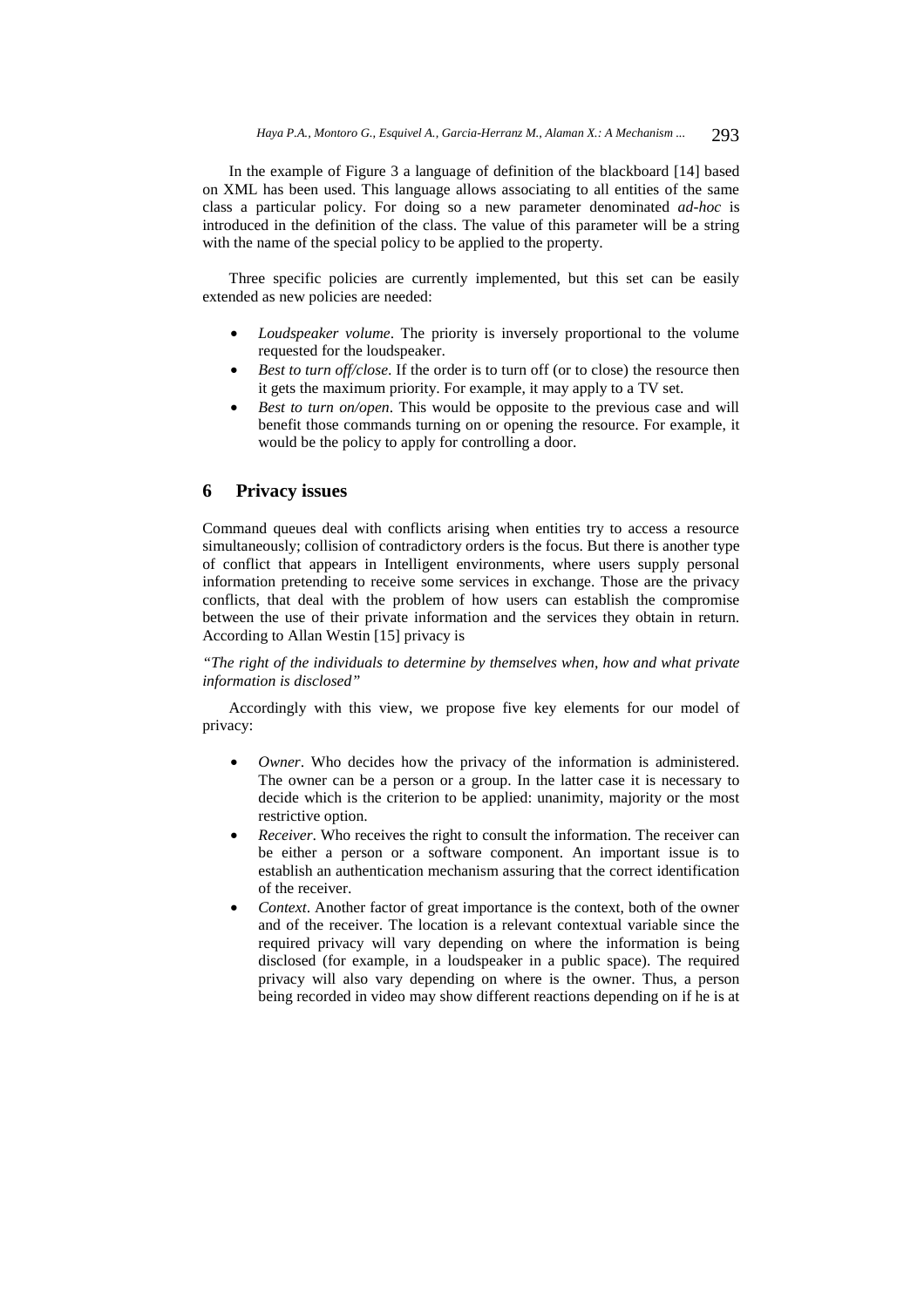In the example of Figure 3 a language of definition of the blackboard [14] based on XML has been used. This language allows associating to all entities of the same class a particular policy. For doing so a new parameter denominated *ad-hoc* is introduced in the definition of the class. The value of this parameter will be a string with the name of the special policy to be applied to the property.

Three specific policies are currently implemented, but this set can be easily extended as new policies are needed:

- *Loudspeaker volume*. The priority is inversely proportional to the volume requested for the loudspeaker.
- *Best to turn off/close*. If the order is to turn off (or to close) the resource then it gets the maximum priority. For example, it may apply to a TV set.
- *Best to turn on/open*. This would be opposite to the previous case and will benefit those commands turning on or opening the resource. For example, it would be the policy to apply for controlling a door.

## 6 Privacy issues

Command queues deal with conflicts arising when entities try to access a resource simultaneously; collision of contradictory orders is the focus. But there is another type of conflict that appears in Intelligent environments, where users supply personal information pretending to receive some services in exchange. Those are the privacy conflicts, that deal with the problem of how users can establish the compromise between the use of their private information and the services they obtain in return. According to Allan Westin [15] privacy is

*"The right of the individuals to determine by themselves when, how and what private information is disclosed"*

Accordingly with this view, we propose five key elements for our model of privacy:

- *Owner*. Who decides how the privacy of the information is administered. The owner can be a person or a group. In the latter case it is necessary to decide which is the criterion to be applied: unanimity, majority or the most restrictive option.
- *Receiver*. Who receives the right to consult the information. The receiver can be either a person or a software component. An important issue is to establish an authentication mechanism assuring that the correct identification of the receiver.
- *Context*. Another factor of great importance is the context, both of the owner and of the receiver. The location is a relevant contextual variable since the required privacy will vary depending on where the information is being disclosed (for example, in a loudspeaker in a public space). The required privacy will also vary depending on where is the owner. Thus, a person being recorded in video may show different reactions depending on if he is at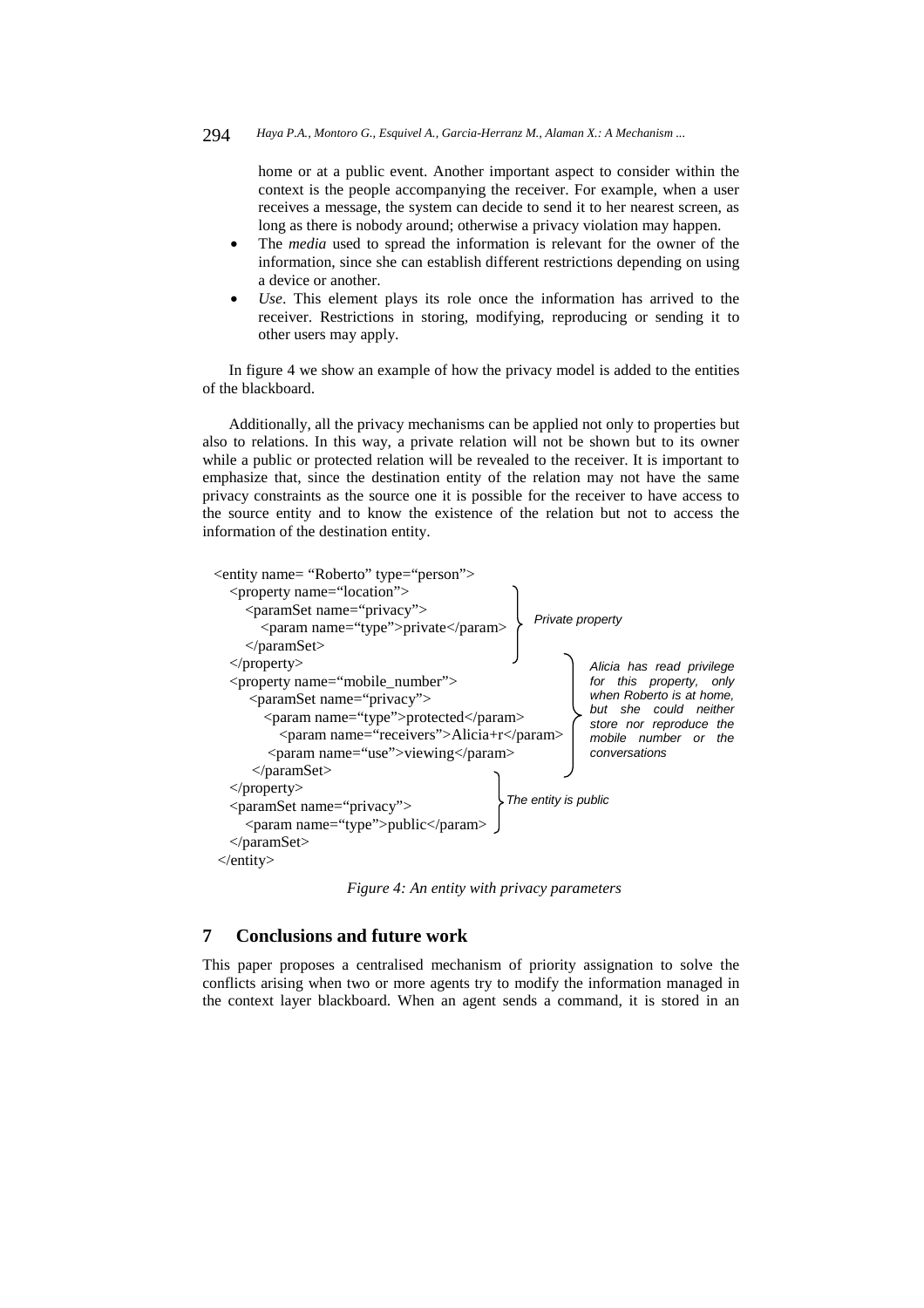home or at a public event. Another important aspect to consider within the context is the people accompanying the receiver. For example, when a user receives a message, the system can decide to send it to her nearest screen, as long as there is nobody around; otherwise a privacy violation may happen.

- The *media* used to spread the information is relevant for the owner of the information, since she can establish different restrictions depending on using a device or another.
- *Use*. This element plays its role once the information has arrived to the receiver. Restrictions in storing, modifying, reproducing or sending it to other users may apply.

In figure 4 we show an example of how the privacy model is added to the entities of the blackboard.

Additionally, all the privacy mechanisms can be applied not only to properties but also to relations. In this way, a private relation will not be shown but to its owner while a public or protected relation will be revealed to the receiver. It is important to emphasize that, since the destination entity of the relation may not have the same privacy constraints as the source one it is possible for the receiver to have access to the source entity and to know the existence of the relation but not to access the information of the destination entity.

```
<entity name= "Roberto" type="person">
   <property name="location">
      <paramSet name="privacy">
         <param name="type">private</param>          } Private property
      </paramSet>
   </property>
   <property name="mobile_number">
      <paramSet name="privacy">
         <param name="type">protected</param>
            <param name="receivers">Alicia+r</param>
         <param name="use">viewing</param>
      </paramSet>
   </property>
   <paramSet name="privacy">
      <param name="type">public</param>              } The entity is public
   </paramSet>
</entity>
```

*Alicia has read privilege for this property, only when Roberto is at home, but she could neither store nor reproduce the mobile number or the conversations*

*Figure 4: An entity with privacy parameters*

## 7 Conclusions and future work

This paper proposes a centralised mechanism of priority assignation to solve the conflicts arising when two or more agents try to modify the information managed in the context layer blackboard. When an agent sends a command, it is stored in an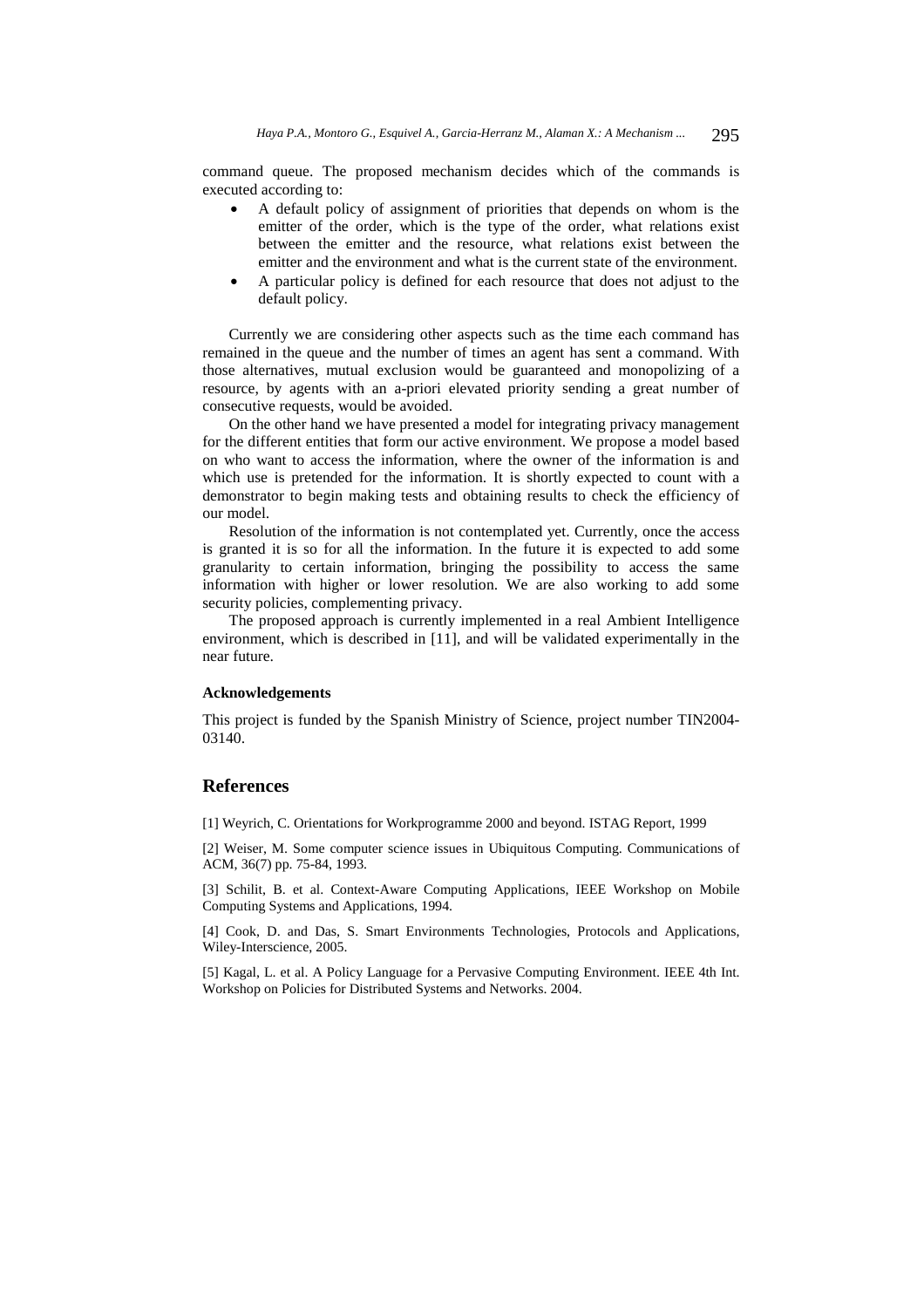command queue. The proposed mechanism decides which of the commands is executed according to:

- A default policy of assignment of priorities that depends on whom is the emitter of the order, which is the type of the order, what relations exist between the emitter and the resource, what relations exist between the emitter and the environment and what is the current state of the environment.
- A particular policy is defined for each resource that does not adjust to the default policy.

Currently we are considering other aspects such as the time each command has remained in the queue and the number of times an agent has sent a command. With those alternatives, mutual exclusion would be guaranteed and monopolizing of a resource, by agents with an a-priori elevated priority sending a great number of consecutive requests, would be avoided.

On the other hand we have presented a model for integrating privacy management for the different entities that form our active environment. We propose a model based on who want to access the information, where the owner of the information is and which use is pretended for the information. It is shortly expected to count with a demonstrator to begin making tests and obtaining results to check the efficiency of our model.

Resolution of the information is not contemplated yet. Currently, once the access is granted it is so for all the information. In the future it is expected to add some granularity to certain information, bringing the possibility to access the same information with higher or lower resolution. We are also working to add some security policies, complementing privacy.

The proposed approach is currently implemented in a real Ambient Intelligence environment, which is described in [11], and will be validated experimentally in the near future.

#### Acknowledgements

This project is funded by the Spanish Ministry of Science, project number TIN2004-03140.

## References

[1] Weyrich, C. Orientations for Workprogramme 2000 and beyond. ISTAG Report, 1999

[2] Weiser, M. Some computer science issues in Ubiquitous Computing. Communications of ACM, 36(7) pp. 75-84, 1993.

[3] Schilit, B. et al. Context-Aware Computing Applications, IEEE Workshop on Mobile Computing Systems and Applications, 1994.

[4] Cook, D. and Das, S. Smart Environments Technologies, Protocols and Applications, Wiley-Interscience, 2005.

[5] Kagal, L. et al. A Policy Language for a Pervasive Computing Environment. IEEE 4th Int. Workshop on Policies for Distributed Systems and Networks. 2004.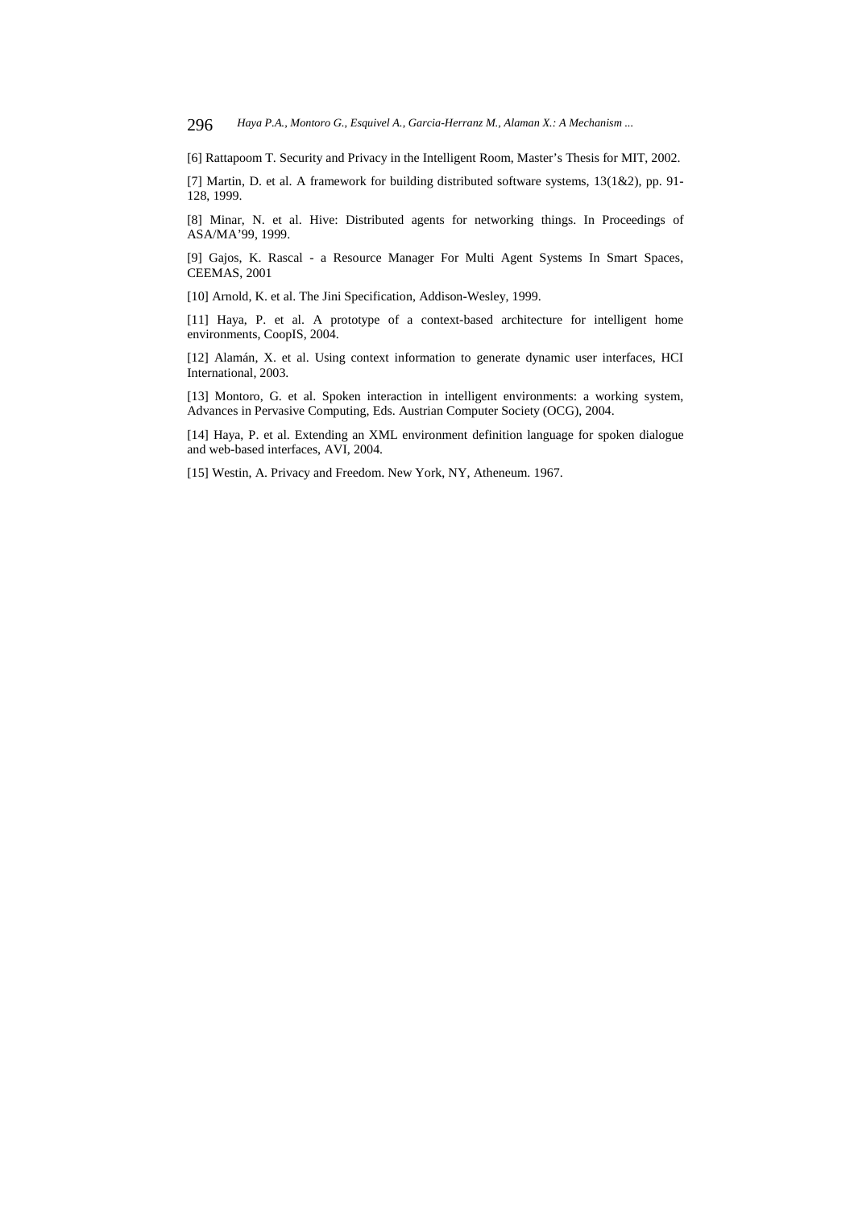[6] Rattapoom T. Security and Privacy in the Intelligent Room, Master's Thesis for MIT, 2002.

[7] Martin, D. et al. A framework for building distributed software systems, 13(1&2), pp. 91-128, 1999.

[8] Minar, N. et al. Hive: Distributed agents for networking things. In Proceedings of ASA/MA'99, 1999.

[9] Gajos, K. Rascal - a Resource Manager For Multi Agent Systems In Smart Spaces, CEEMAS, 2001

[10] Arnold, K. et al. The Jini Specification, Addison-Wesley, 1999.

[11] Haya, P. et al. A prototype of a context-based architecture for intelligent home environments, CoopIS, 2004.

[12] Alamán, X. et al. Using context information to generate dynamic user interfaces, HCI International, 2003.

[13] Montoro, G. et al. Spoken interaction in intelligent environments: a working system, Advances in Pervasive Computing, Eds. Austrian Computer Society (OCG), 2004.

[14] Haya, P. et al. Extending an XML environment definition language for spoken dialogue and web-based interfaces, AVI, 2004.

[15] Westin, A. Privacy and Freedom. New York, NY, Atheneum. 1967.